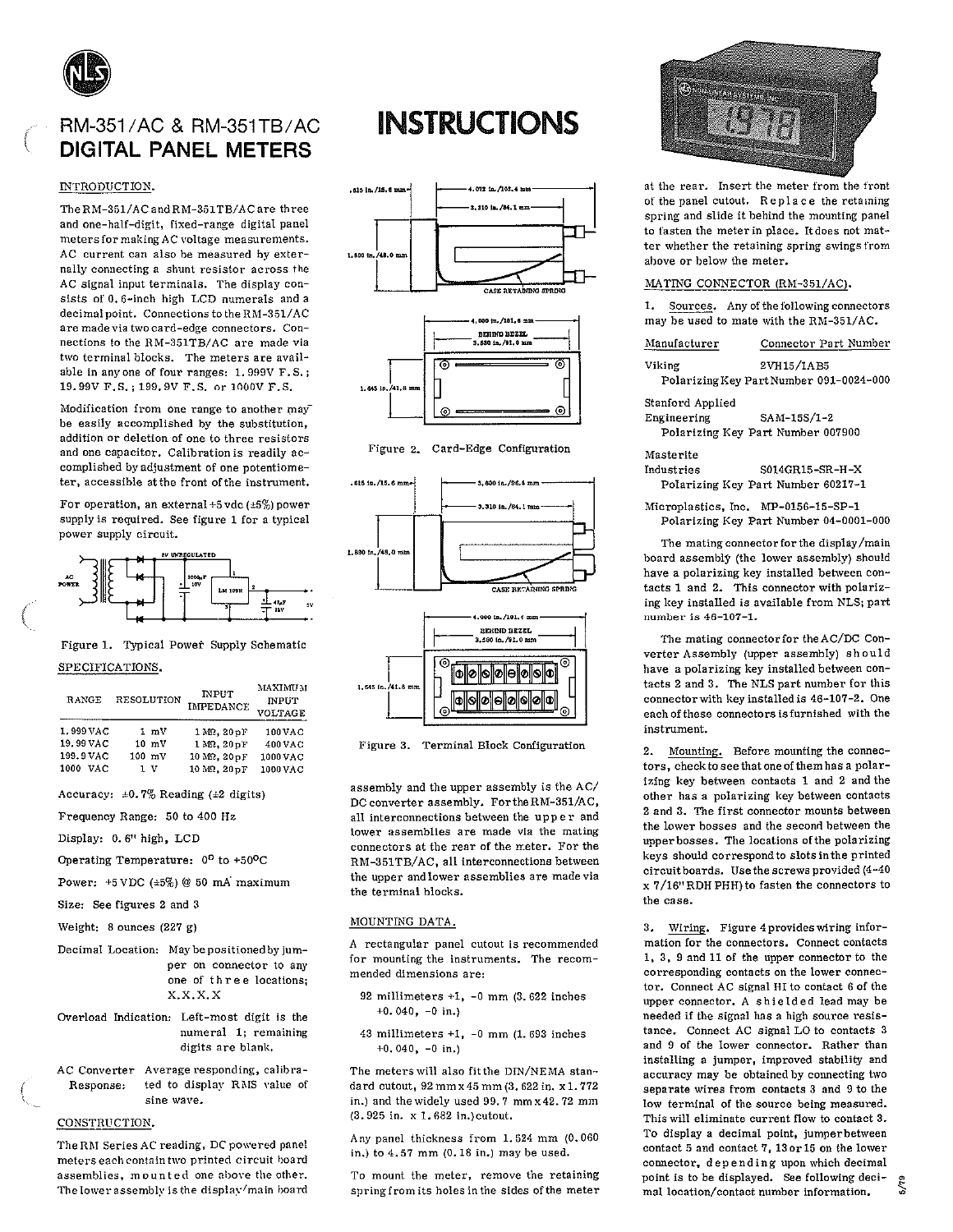# RM-351/AC & RM-351TB/AC DIGITAL PANEL METERS

# INSTRUCTIONS

## INTRODUCTION.

The RM-351/AC and RM-351TB/AC are three and one-half-digit, fixed-range digital panel meters for making AC voltage measurements. AC current can also be measured by externally connecting a shunt resistor across the AC signal input terminals. The display consists of 0.6-inch high LCD numerals and a decimal point. Connections to the RM-351/AC are made via two card-edge connectors. Connections to the RM-351TB/AC are made via two terminal blocks. The meters are available in any one of four ranges: 1.999V F.S.; 19.99V F.S.; 199.9V F.S. or 1000V F.S.

Modification from one range to another may be easily accomplished by the substitution, addition or deletion of one to three resistors and one capacitor. Calibration is readily accomplished by adjustment of one potentiometer, accessible at the front of the instrument.

For operation, an external +5 vdc (±5%) power supply is required. See figure 1 for a typical power supply circuit.

Figure 1. Typical Power Supply Schematic

## SPECIFICATIONS.

| RANGE | RESOLUTION | INPUT IMPEDANCE | MAXIMUM INPUT VOLTAGE |
|---|---|---|---|
| 1.999 VAC | 1 mV | 1 MΩ, 20pF | 100 VAC |
| 19.99 VAC | 10 mV | 1 MΩ, 20pF | 400 VAC |
| 199.9 VAC | 100 mV | 10 MΩ, 20pF | 1000 VAC |
| 1000 VAC | 1 V | 10 MΩ, 20pF | 1000 VAC |

Accuracy: ±0.7% Reading (±2 digits)

Frequency Range: 50 to 400 Hz

Display: 0.6" high, LCD

Operating Temperature: 0° to +50°C

Power: +5 VDC (±5%) @ 50 mA maximum

Size: See figures 2 and 3

Weight: 8 ounces (227 g)

Decimal Location: May be positioned by jumper on connector to any one of three locations; X.X.X.X

Overload Indication: Left-most digit is the numeral 1; remaining digits are blank.

AC Converter Response: Average responding, calibrated to display RMS value of sine wave.

## CONSTRUCTION.

The RM Series AC reading, DC powered panel meters each contain two printed circuit board assemblies, mounted one above the other. The lower assembly is the display/main board assembly and the upper assembly is the AC/DC converter assembly. For the RM-351/AC, all interconnections between the upper and lower assemblies are made via the mating connectors at the rear of the meter. For the RM-351TB/AC, all interconnections between the upper and lower assemblies are made via the terminal blocks.

Figure 2. Card-Edge Configuration

Figure 3. Terminal Block Configuration

## MOUNTING DATA.

A rectangular panel cutout is recommended for mounting the instruments. The recommended dimensions are:

92 millimeters +1, -0 mm (3.622 inches +0.040, -0 in.)

43 millimeters +1, -0 mm (1.693 inches +0.040, -0 in.)

The meters will also fit the DIN/NEMA standard cutout, 92 mm x 45 mm (3.622 in. x 1.772 in.) and the widely used 99.7 mm x 42.72 mm (3.925 in. x 1.682 in.) cutout.

Any panel thickness from 1.524 mm (0.060 in.) to 4.57 mm (0.18 in.) may be used.

To mount the meter, remove the retaining spring from its holes in the sides of the meter at the rear. Insert the meter from the front of the panel cutout. Replace the retaining spring and slide it behind the mounting panel to fasten the meter in place. It does not matter whether the retaining spring swings from above or below the meter.

## MATING CONNECTOR (RM-351/AC).

1. Sources. Any of the following connectors may be used to mate with the RM-351/AC.

| Manufacturer | Connector Part Number |
|---|---|
| Viking | 2VH15/1AB5 |
| | Polarizing Key Part Number 091-0024-000 |
| Stanford Applied Engineering | SAM-15S/1-2 |
| | Polarizing Key Part Number 007900 |
| Masterite Industries | S014GR15-SR-H-X |
| | Polarizing Key Part Number 60217-1 |
| Microplastics, Inc. | MP-0156-15-SP-1 |
| | Polarizing Key Part Number 04-0001-000 |

The mating connector for the display/main board assembly (the lower assembly) should have a polarizing key installed between contacts 1 and 2. This connector with polarizing key installed is available from NLS; part number is 46-107-1.

The mating connector for the AC/DC Converter Assembly (upper assembly) should have a polarizing key installed between contacts 2 and 3. The NLS part number for this connector with key installed is 46-107-2. One each of these connectors is furnished with the instrument.

2. Mounting. Before mounting the connectors, check to see that one of them has a polarizing key between contacts 1 and 2 and the other has a polarizing key between contacts 2 and 3. The first connector mounts between the lower bosses and the second between the upper bosses. The locations of the polarizing keys should correspond to slots in the printed circuit boards. Use the screws provided (4-40 x 7/16" RDH PHH) to fasten the connectors to the case.

3. Wiring. Figure 4 provides wiring information for the connectors. Connect contacts 1, 3, 9 and 11 of the upper connector to the corresponding contacts on the lower connector. Connect AC signal HI to contact 6 of the upper connector. A shielded lead may be needed if the signal has a high source resistance. Connect AC signal LO to contacts 3 and 9 of the lower connector. Rather than installing a jumper, improved stability and accuracy may be obtained by connecting two separate wires from contacts 3 and 9 to the low terminal of the source being measured. This will eliminate current flow to contact 3. To display a decimal point, jumper between contact 5 and contact 7, 13 or 15 on the lower connector, depending upon which decimal point is to be displayed. See following decimal location/contact number information.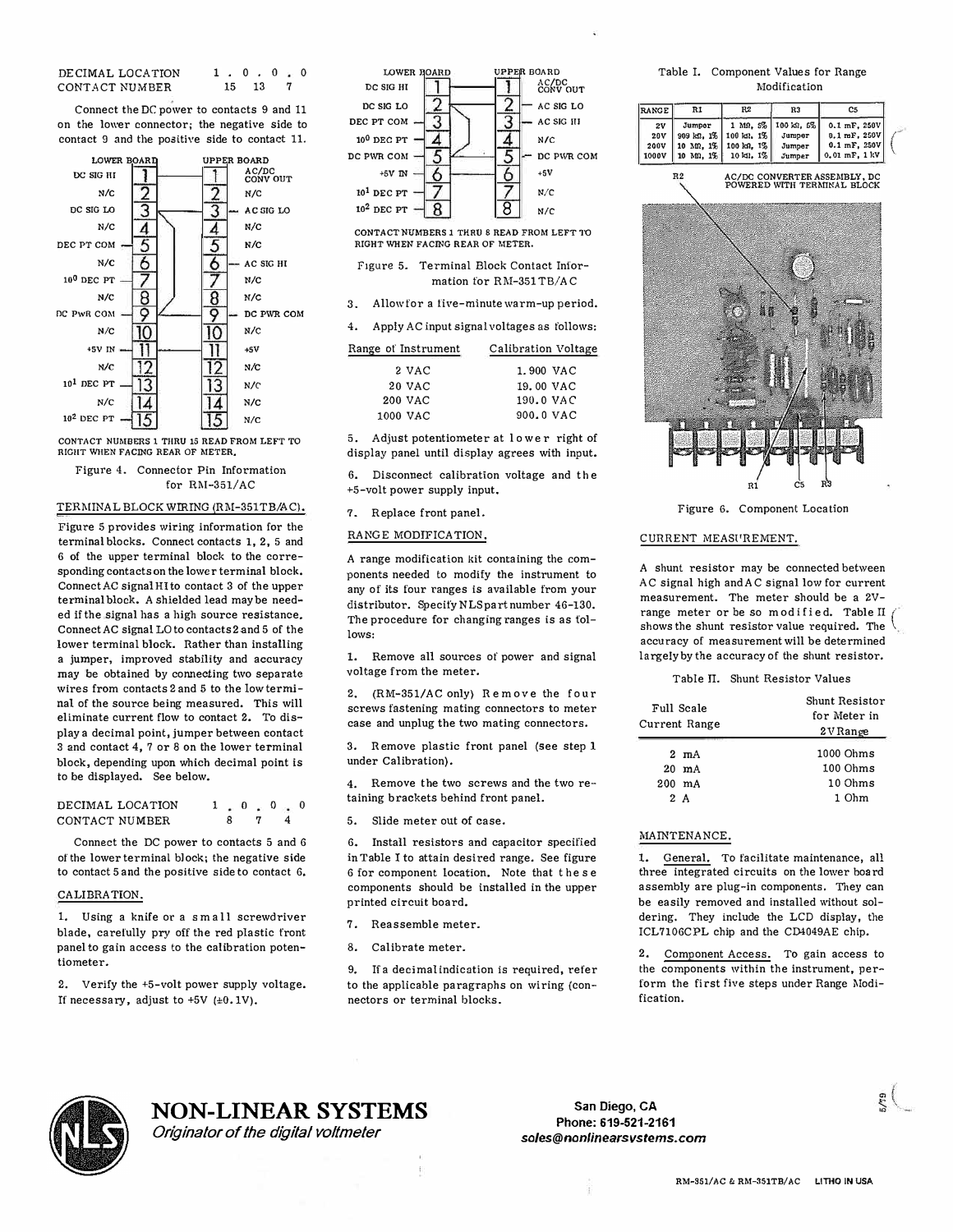| DECIMAL LOCATION | 1 . 0 . 0 . 0 |
|---|---|
| CONTACT NUMBER | 15 13 7 |

Connect the DC power to contacts 9 and 11 on the lower connector; the negative side to contact 9 and the positive side to contact 11.

LOWER BOARD / UPPER BOARD

| Lower Board | Contact | Upper Board |
|---|---|---|
| DC SIG HI | 1 | AC/DC CONV OUT |
| N/C | 2 | N/C |
| DC SIG LO | 3 | AC SIG LO |
| N/C | 4 | N/C |
| DEC PT COM | 5 | N/C |
| N/C | 6 | AC SIG HI |
| $10^0$ DEC PT | 7 | N/C |
| N/C | 8 | N/C |
| DC PWR COM | 9 | DC PWR COM |
| N/C | 10 | N/C |
| +5V IN | 11 | +5V |
| N/C | 12 | N/C |
| $10^1$ DEC PT | 13 | N/C |
| N/C | 14 | N/C |
| $10^2$ DEC PT | 15 | N/C |

CONTACT NUMBERS 1 THRU 15 READ FROM LEFT TO RIGHT WHEN FACING REAR OF METER.

Figure 4. Connector Pin Information for RM-351/AC

## TERMINAL BLOCK WIRING (RM-351TB/AC).

Figure 5 provides wiring information for the terminal blocks. Connect contacts 1, 2, 5 and 6 of the upper terminal block to the corresponding contacts on the lower terminal block. Connect AC signal HI to contact 3 of the upper terminal block. A shielded lead may be needed if the signal has a high source resistance. Connect AC signal LO to contacts 2 and 5 of the lower terminal block. Rather than installing a jumper, improved stability and accuracy may be obtained by connecting two separate wires from contacts 2 and 5 to the low terminal of the source being measured. This will eliminate current flow to contact 2. To display a decimal point, jumper between contact 3 and contact 4, 7 or 8 on the lower terminal block, depending upon which decimal point is to be displayed. See below.

| DECIMAL LOCATION | 1 . 0 . 0 . 0 |
|---|---|
| CONTACT NUMBER | 8 7 4 |

Connect the DC power to contacts 5 and 6 of the lower terminal block; the negative side to contact 5 and the positive side to contact 6.

## CALIBRATION.

1. Using a knife or a small screwdriver blade, carefully pry off the red plastic front panel to gain access to the calibration potentiometer.

2. Verify the +5-volt power supply voltage. If necessary, adjust to +5V (±0.1V).

LOWER BOARD / UPPER BOARD

| Lower Board | Contact | Upper Board |
|---|---|---|
| DC SIG HI | 1 | AC/DC CONV OUT |
| DC SIG LO | 2 | AC SIG LO |
| DEC PT COM | 3 | AC SIG HI |
| $10^0$ DEC PT | 4 | N/C |
| DC PWR COM | 5 | DC PWR COM |
| +5V IN | 6 | +5V |
| $10^1$ DEC PT | 7 | N/C |
| $10^2$ DEC PT | 8 | N/C |

CONTACT NUMBERS 1 THRU 8 READ FROM LEFT TO RIGHT WHEN FACING REAR OF METER.

Figure 5. Terminal Block Contact Information for RM-351TB/AC

3. Allow for a five-minute warm-up period.

4. Apply AC input signal voltages as follows:

| Range of Instrument | Calibration Voltage |
|---|---|
| 2 VAC | 1.900 VAC |
| 20 VAC | 19.00 VAC |
| 200 VAC | 190.0 VAC |
| 1000 VAC | 900.0 VAC |

5. Adjust potentiometer at lower right of display panel until display agrees with input.

6. Disconnect calibration voltage and the +5-volt power supply input.

7. Replace front panel.

## RANGE MODIFICATION.

A range modification kit containing the components needed to modify the instrument to any of its four ranges is available from your distributor. Specify NLS part number 46-130. The procedure for changing ranges is as follows:

1. Remove all sources of power and signal voltage from the meter.

2. (RM-351/AC only) Remove the four screws fastening mating connectors to meter case and unplug the two mating connectors.

3. Remove plastic front panel (see step 1 under Calibration).

4. Remove the two screws and the two retaining brackets behind front panel.

5. Slide meter out of case.

6. Install resistors and capacitor specified in Table I to attain desired range. See figure 6 for component location. Note that these components should be installed in the upper printed circuit board.

7. Reassemble meter.

8. Calibrate meter.

9. If a decimal indication is required, refer to the applicable paragraphs on wiring (connectors or terminal blocks).

Table I. Component Values for Range Modification

| RANGE | R1 | R2 | R3 | C5 |
|---|---|---|---|---|
| 2V | Jumper | 1 MΩ, 5% | 100 kΩ, 5% | 0.1 mF, 250V |
| 20V | 909 kΩ, 1% | 100 kΩ, 1% | Jumper | 0.1 mF, 250V |
| 200V | 10 MΩ, 1% | 100 kΩ, 1% | Jumper | 0.1 mF, 250V |
| 1000V | 10 MΩ, 1% | 10 kΩ, 1% | Jumper | 0.01 mF, 1 kV |

R2

AC/DC CONVERTER ASSEMBLY, DC POWERED WITH TERMINAL BLOCK

R1 C5 R3

Figure 6. Component Location

## CURRENT MEASUREMENT.

A shunt resistor may be connected between AC signal high and AC signal low for current measurement. The meter should be a 2V-range meter or be so modified. Table II shows the shunt resistor value required. The accuracy of measurement will be determined largely by the accuracy of the shunt resistor.

Table II. Shunt Resistor Values

| Full Scale Current Range | Shunt Resistor for Meter in 2V Range |
|---|---|
| 2 mA | 1000 Ohms |
| 20 mA | 100 Ohms |
| 200 mA | 10 Ohms |
| 2 A | 1 Ohm |

## MAINTENANCE.

1. General. To facilitate maintenance, all three integrated circuits on the lower board assembly are plug-in components. They can be easily removed and installed without soldering. They include the LCD display, the ICL7106CPL chip and the CD4049AE chip.

2. Component Access. To gain access to the components within the instrument, perform the first five steps under Range Modification.

**NON-LINEAR SYSTEMS**
*Originator of the digital voltmeter*

San Diego, CA
Phone: 619-521-2161
*sales@nonlinearsystems.com*

5/79

RM-351/AC & RM-351TB/AC LITHO IN USA